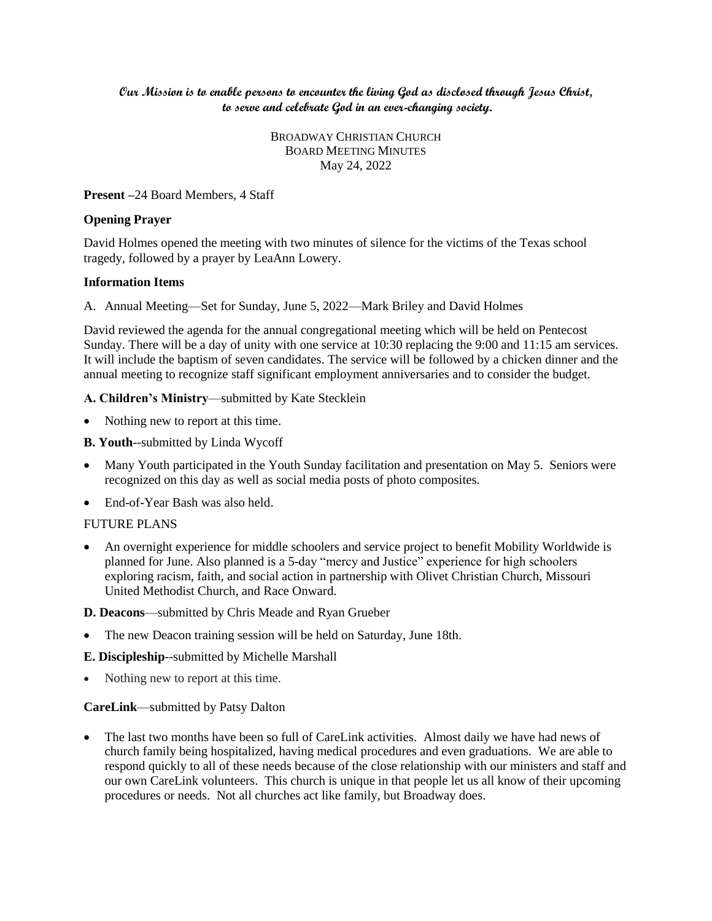***Our Mission is to enable persons to encounter the living God as disclosed through Jesus Christ, to serve and celebrate God in an ever-changing society.***

BROADWAY CHRISTIAN CHURCH
BOARD MEETING MINUTES
May 24, 2022

**Present** –24 Board Members, 4 Staff

**Opening Prayer**

David Holmes opened the meeting with two minutes of silence for the victims of the Texas school tragedy, followed by a prayer by LeaAnn Lowery.

**Information Items**

A. Annual Meeting—Set for Sunday, June 5, 2022—Mark Briley and David Holmes

David reviewed the agenda for the annual congregational meeting which will be held on Pentecost Sunday. There will be a day of unity with one service at 10:30 replacing the 9:00 and 11:15 am services. It will include the baptism of seven candidates. The service will be followed by a chicken dinner and the annual meeting to recognize staff significant employment anniversaries and to consider the budget.

**A. Children's Ministry**—submitted by Kate Stecklein

- Nothing new to report at this time.

**B. Youth**--submitted by Linda Wycoff

- Many Youth participated in the Youth Sunday facilitation and presentation on May 5. Seniors were recognized on this day as well as social media posts of photo composites.
- End-of-Year Bash was also held.

FUTURE PLANS

- An overnight experience for middle schoolers and service project to benefit Mobility Worldwide is planned for June. Also planned is a 5-day "mercy and Justice" experience for high schoolers exploring racism, faith, and social action in partnership with Olivet Christian Church, Missouri United Methodist Church, and Race Onward.

**D. Deacons**—submitted by Chris Meade and Ryan Grueber

- The new Deacon training session will be held on Saturday, June 18th.

**E. Discipleship**--submitted by Michelle Marshall

- Nothing new to report at this time.

**CareLink**—submitted by Patsy Dalton

- The last two months have been so full of CareLink activities. Almost daily we have had news of church family being hospitalized, having medical procedures and even graduations. We are able to respond quickly to all of these needs because of the close relationship with our ministers and staff and our own CareLink volunteers. This church is unique in that people let us all know of their upcoming procedures or needs. Not all churches act like family, but Broadway does.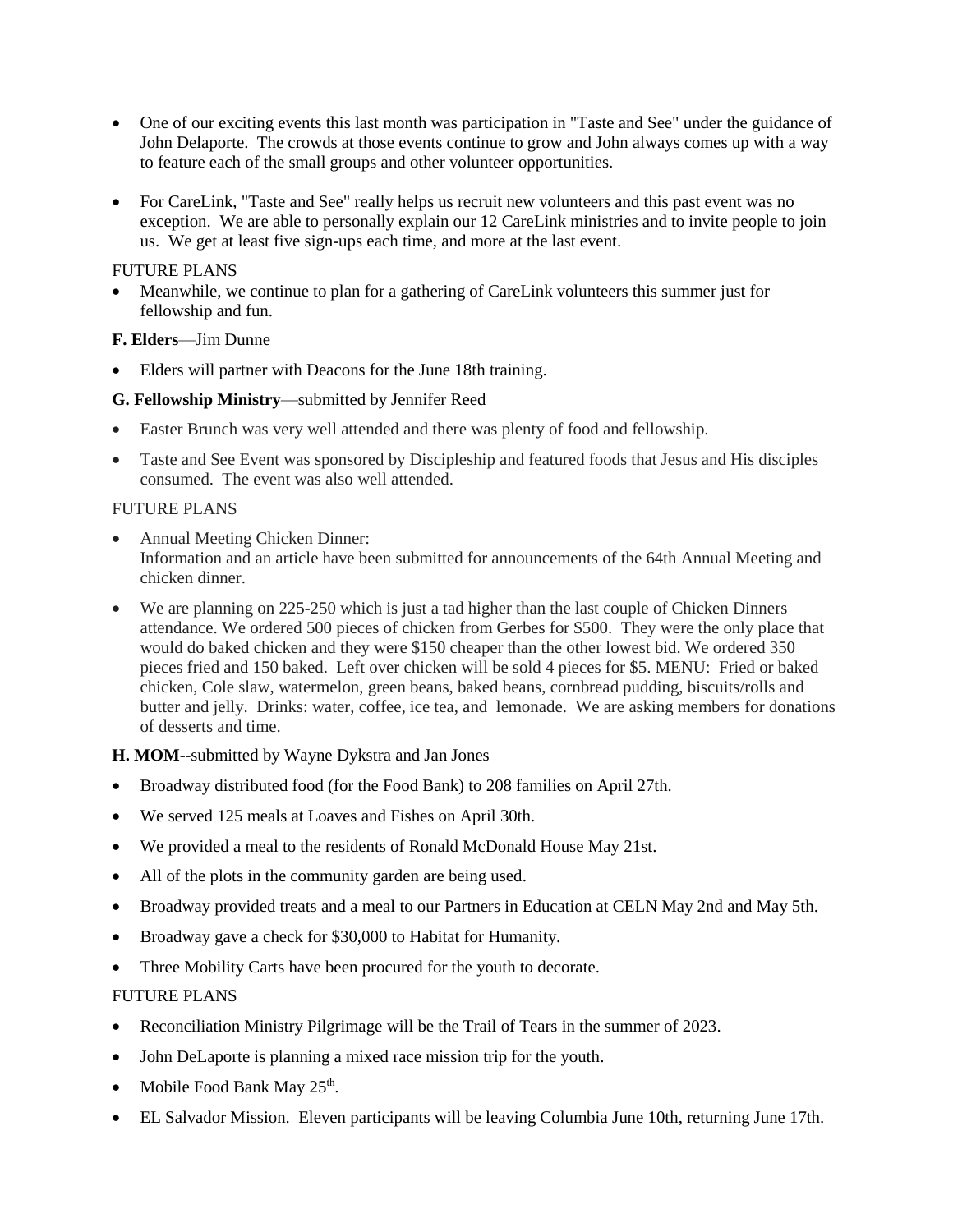- One of our exciting events this last month was participation in "Taste and See" under the guidance of John Delaporte. The crowds at those events continue to grow and John always comes up with a way to feature each of the small groups and other volunteer opportunities.
- For CareLink, "Taste and See" really helps us recruit new volunteers and this past event was no exception. We are able to personally explain our 12 CareLink ministries and to invite people to join us. We get at least five sign-ups each time, and more at the last event.

FUTURE PLANS

- Meanwhile, we continue to plan for a gathering of CareLink volunteers this summer just for fellowship and fun.

**F. Elders**—Jim Dunne

- Elders will partner with Deacons for the June 18th training.

**G. Fellowship Ministry**—submitted by Jennifer Reed

- Easter Brunch was very well attended and there was plenty of food and fellowship.
- Taste and See Event was sponsored by Discipleship and featured foods that Jesus and His disciples consumed. The event was also well attended.

FUTURE PLANS

- Annual Meeting Chicken Dinner:
  Information and an article have been submitted for announcements of the 64th Annual Meeting and chicken dinner.
- We are planning on 225-250 which is just a tad higher than the last couple of Chicken Dinners attendance. We ordered 500 pieces of chicken from Gerbes for $500. They were the only place that would do baked chicken and they were $150 cheaper than the other lowest bid. We ordered 350 pieces fried and 150 baked. Left over chicken will be sold 4 pieces for $5. MENU: Fried or baked chicken, Cole slaw, watermelon, green beans, baked beans, cornbread pudding, biscuits/rolls and butter and jelly. Drinks: water, coffee, ice tea, and lemonade. We are asking members for donations of desserts and time.

**H. MOM**--submitted by Wayne Dykstra and Jan Jones

- Broadway distributed food (for the Food Bank) to 208 families on April 27th.
- We served 125 meals at Loaves and Fishes on April 30th.
- We provided a meal to the residents of Ronald McDonald House May 21st.
- All of the plots in the community garden are being used.
- Broadway provided treats and a meal to our Partners in Education at CELN May 2nd and May 5th.
- Broadway gave a check for $30,000 to Habitat for Humanity.
- Three Mobility Carts have been procured for the youth to decorate.

FUTURE PLANS

- Reconciliation Ministry Pilgrimage will be the Trail of Tears in the summer of 2023.
- John DeLaporte is planning a mixed race mission trip for the youth.
- Mobile Food Bank May 25th.
- EL Salvador Mission. Eleven participants will be leaving Columbia June 10th, returning June 17th.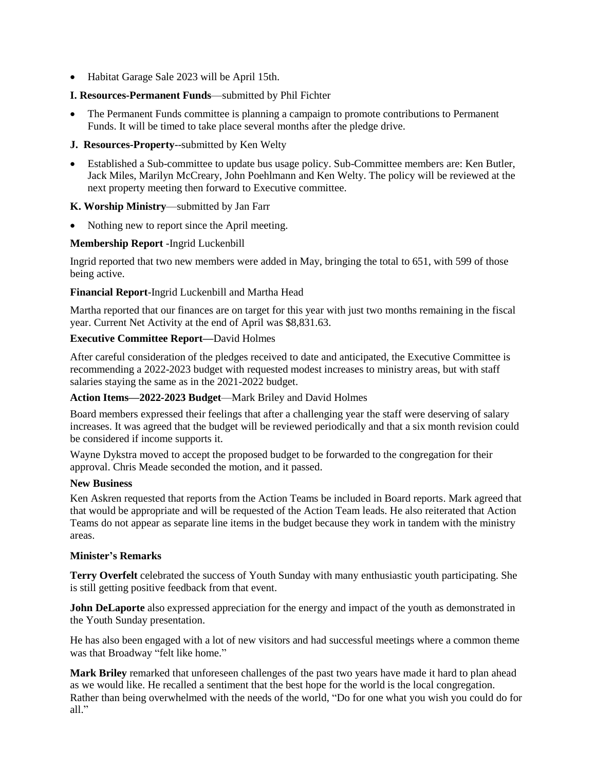- Habitat Garage Sale 2023 will be April 15th.

**I. Resources-Permanent Funds**—submitted by Phil Fichter

- The Permanent Funds committee is planning a campaign to promote contributions to Permanent Funds. It will be timed to take place several months after the pledge drive.

**J. Resources-Property**--submitted by Ken Welty

- Established a Sub-committee to update bus usage policy. Sub-Committee members are: Ken Butler, Jack Miles, Marilyn McCreary, John Poehlmann and Ken Welty. The policy will be reviewed at the next property meeting then forward to Executive committee.

**K. Worship Ministry**—submitted by Jan Farr

- Nothing new to report since the April meeting.

**Membership Report** -Ingrid Luckenbill

Ingrid reported that two new members were added in May, bringing the total to 651, with 599 of those being active.

**Financial Report**-Ingrid Luckenbill and Martha Head

Martha reported that our finances are on target for this year with just two months remaining in the fiscal year. Current Net Activity at the end of April was $8,831.63.

**Executive Committee Report—**David Holmes

After careful consideration of the pledges received to date and anticipated, the Executive Committee is recommending a 2022-2023 budget with requested modest increases to ministry areas, but with staff salaries staying the same as in the 2021-2022 budget.

**Action Items—2022-2023 Budget**—Mark Briley and David Holmes

Board members expressed their feelings that after a challenging year the staff were deserving of salary increases. It was agreed that the budget will be reviewed periodically and that a six month revision could be considered if income supports it.

Wayne Dykstra moved to accept the proposed budget to be forwarded to the congregation for their approval. Chris Meade seconded the motion, and it passed.

**New Business**

Ken Askren requested that reports from the Action Teams be included in Board reports. Mark agreed that that would be appropriate and will be requested of the Action Team leads. He also reiterated that Action Teams do not appear as separate line items in the budget because they work in tandem with the ministry areas.

**Minister's Remarks**

**Terry Overfelt** celebrated the success of Youth Sunday with many enthusiastic youth participating. She is still getting positive feedback from that event.

**John DeLaporte** also expressed appreciation for the energy and impact of the youth as demonstrated in the Youth Sunday presentation.

He has also been engaged with a lot of new visitors and had successful meetings where a common theme was that Broadway "felt like home."

**Mark Briley** remarked that unforeseen challenges of the past two years have made it hard to plan ahead as we would like. He recalled a sentiment that the best hope for the world is the local congregation. Rather than being overwhelmed with the needs of the world, "Do for one what you wish you could do for all."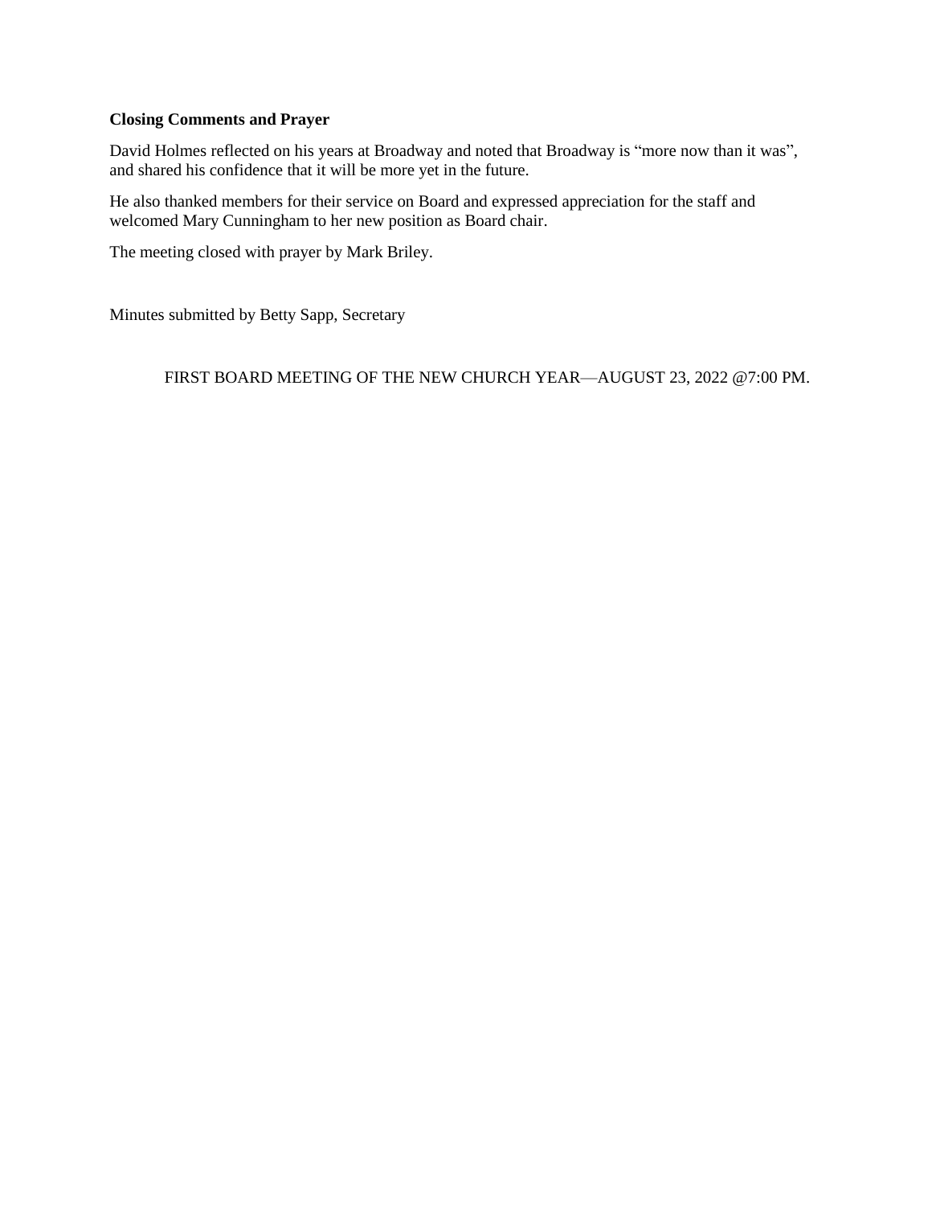**Closing Comments and Prayer**

David Holmes reflected on his years at Broadway and noted that Broadway is "more now than it was", and shared his confidence that it will be more yet in the future.

He also thanked members for their service on Board and expressed appreciation for the staff and welcomed Mary Cunningham to her new position as Board chair.

The meeting closed with prayer by Mark Briley.

Minutes submitted by Betty Sapp, Secretary

FIRST BOARD MEETING OF THE NEW CHURCH YEAR—AUGUST 23, 2022 @7:00 PM.